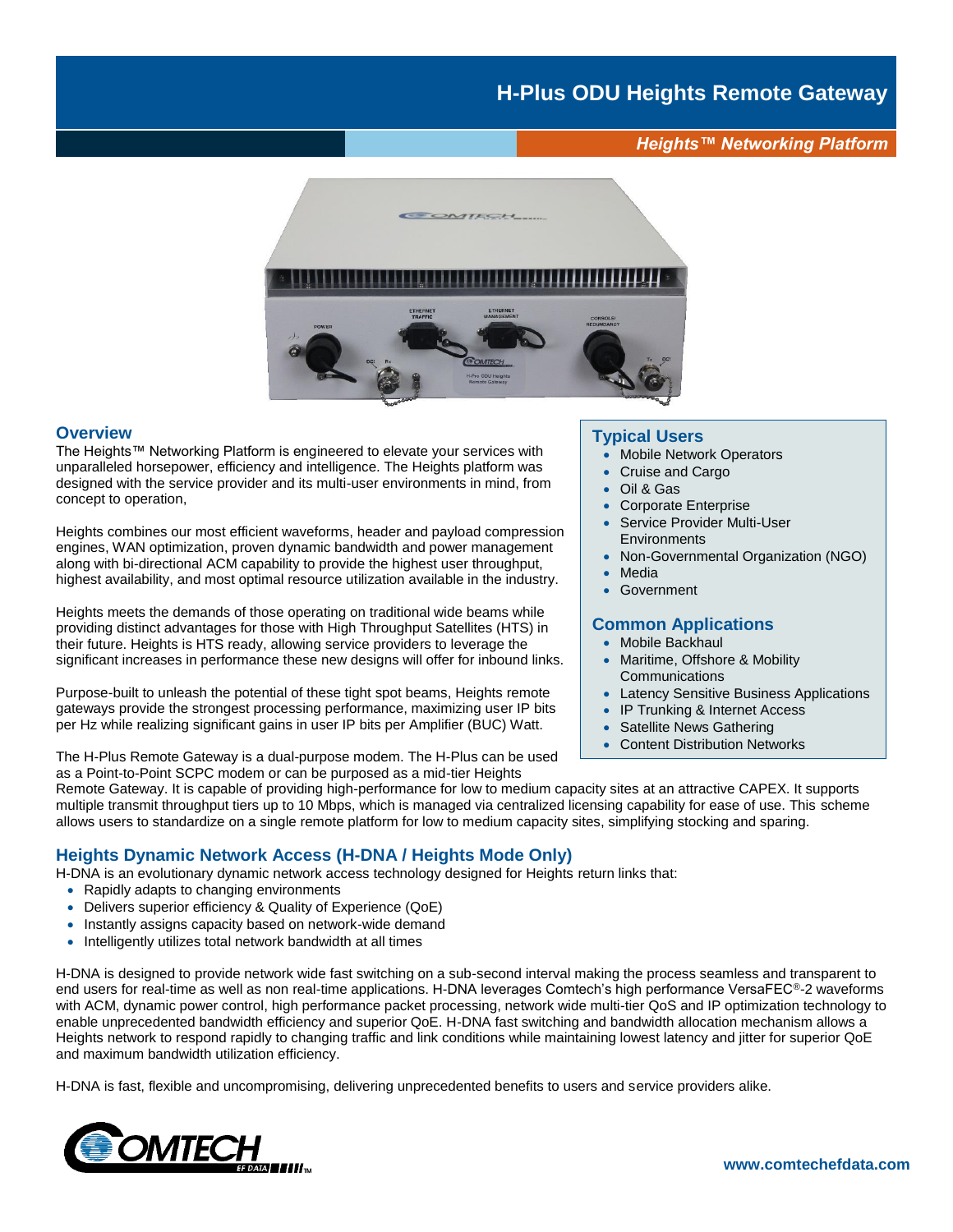# H-Plus ODU Heights Remote Gateway

***Heights™ Networking Platform***

## Overview

The Heights™ Networking Platform is engineered to elevate your services with unparalleled horsepower, efficiency and intelligence. The Heights platform was designed with the service provider and its multi-user environments in mind, from concept to operation,

Heights combines our most efficient waveforms, header and payload compression engines, WAN optimization, proven dynamic bandwidth and power management along with bi-directional ACM capability to provide the highest user throughput, highest availability, and most optimal resource utilization available in the industry.

Heights meets the demands of those operating on traditional wide beams while providing distinct advantages for those with High Throughput Satellites (HTS) in their future. Heights is HTS ready, allowing service providers to leverage the significant increases in performance these new designs will offer for inbound links.

Purpose-built to unleash the potential of these tight spot beams, Heights remote gateways provide the strongest processing performance, maximizing user IP bits per Hz while realizing significant gains in user IP bits per Amplifier (BUC) Watt.

The H-Plus Remote Gateway is a dual-purpose modem. The H-Plus can be used as a Point-to-Point SCPC modem or can be purposed as a mid-tier Heights Remote Gateway. It is capable of providing high-performance for low to medium capacity sites at an attractive CAPEX. It supports multiple transmit throughput tiers up to 10 Mbps, which is managed via centralized licensing capability for ease of use. This scheme allows users to standardize on a single remote platform for low to medium capacity sites, simplifying stocking and sparing.

## Typical Users

- Mobile Network Operators
- Cruise and Cargo
- Oil & Gas
- Corporate Enterprise
- Service Provider Multi-User Environments
- Non-Governmental Organization (NGO)
- Media
- Government

## Common Applications

- Mobile Backhaul
- Maritime, Offshore & Mobility Communications
- Latency Sensitive Business Applications
- IP Trunking & Internet Access
- Satellite News Gathering
- Content Distribution Networks

## Heights Dynamic Network Access (H-DNA / Heights Mode Only)

H-DNA is an evolutionary dynamic network access technology designed for Heights return links that:

- Rapidly adapts to changing environments
- Delivers superior efficiency & Quality of Experience (QoE)
- Instantly assigns capacity based on network-wide demand
- Intelligently utilizes total network bandwidth at all times

H-DNA is designed to provide network wide fast switching on a sub-second interval making the process seamless and transparent to end users for real-time as well as non real-time applications. H-DNA leverages Comtech's high performance VersaFEC®-2 waveforms with ACM, dynamic power control, high performance packet processing, network wide multi-tier QoS and IP optimization technology to enable unprecedented bandwidth efficiency and superior QoE. H-DNA fast switching and bandwidth allocation mechanism allows a Heights network to respond rapidly to changing traffic and link conditions while maintaining lowest latency and jitter for superior QoE and maximum bandwidth utilization efficiency.

H-DNA is fast, flexible and uncompromising, delivering unprecedented benefits to users and service providers alike.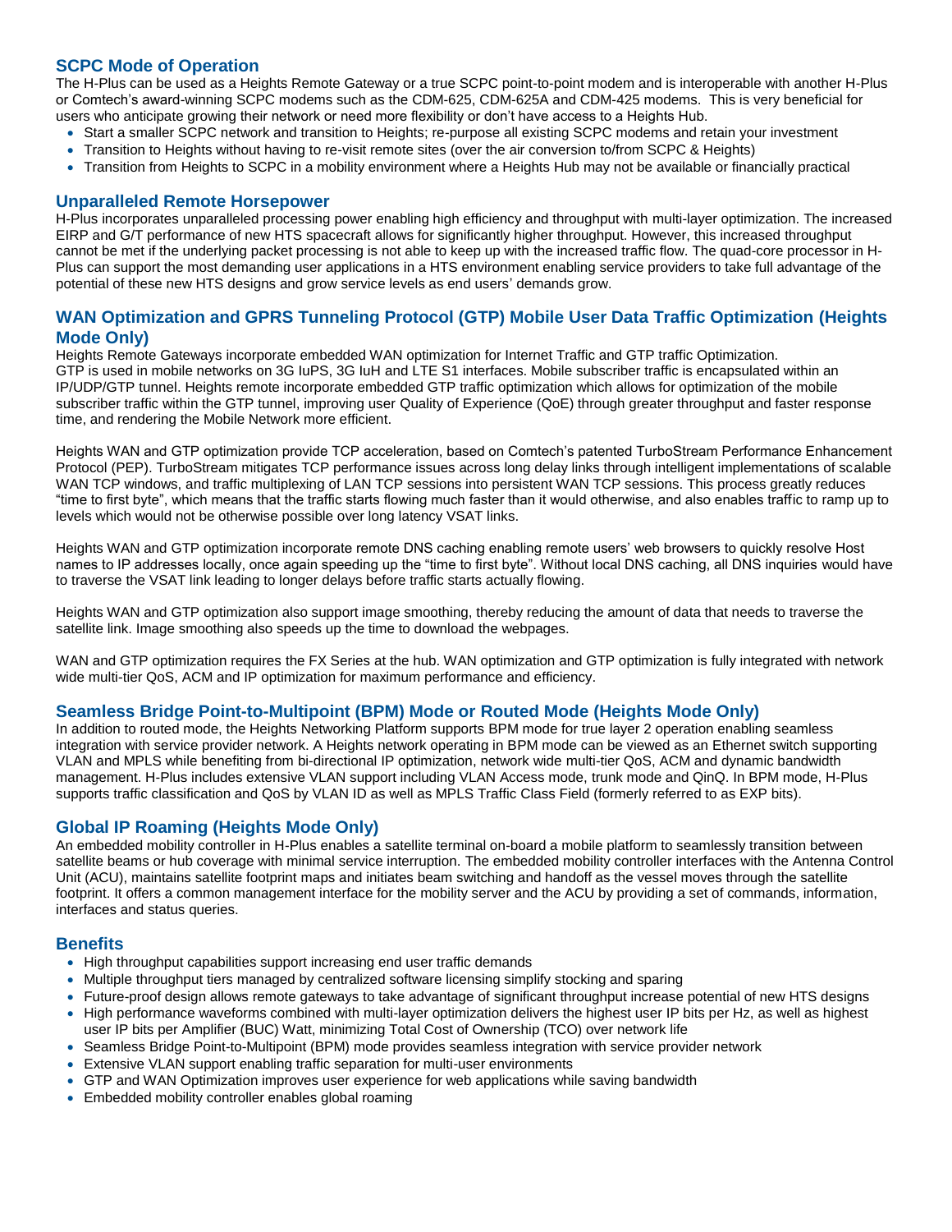## SCPC Mode of Operation

The H-Plus can be used as a Heights Remote Gateway or a true SCPC point-to-point modem and is interoperable with another H-Plus or Comtech's award-winning SCPC modems such as the CDM-625, CDM-625A and CDM-425 modems. This is very beneficial for users who anticipate growing their network or need more flexibility or don't have access to a Heights Hub.

- Start a smaller SCPC network and transition to Heights; re-purpose all existing SCPC modems and retain your investment
- Transition to Heights without having to re-visit remote sites (over the air conversion to/from SCPC & Heights)
- Transition from Heights to SCPC in a mobility environment where a Heights Hub may not be available or financially practical

## Unparalleled Remote Horsepower

H-Plus incorporates unparalleled processing power enabling high efficiency and throughput with multi-layer optimization. The increased EIRP and G/T performance of new HTS spacecraft allows for significantly higher throughput. However, this increased throughput cannot be met if the underlying packet processing is not able to keep up with the increased traffic flow. The quad-core processor in H-Plus can support the most demanding user applications in a HTS environment enabling service providers to take full advantage of the potential of these new HTS designs and grow service levels as end users' demands grow.

## WAN Optimization and GPRS Tunneling Protocol (GTP) Mobile User Data Traffic Optimization (Heights Mode Only)

Heights Remote Gateways incorporate embedded WAN optimization for Internet Traffic and GTP traffic Optimization.
GTP is used in mobile networks on 3G IuPS, 3G IuH and LTE S1 interfaces. Mobile subscriber traffic is encapsulated within an IP/UDP/GTP tunnel. Heights remote incorporate embedded GTP traffic optimization which allows for optimization of the mobile subscriber traffic within the GTP tunnel, improving user Quality of Experience (QoE) through greater throughput and faster response time, and rendering the Mobile Network more efficient.

Heights WAN and GTP optimization provide TCP acceleration, based on Comtech's patented TurboStream Performance Enhancement Protocol (PEP). TurboStream mitigates TCP performance issues across long delay links through intelligent implementations of scalable WAN TCP windows, and traffic multiplexing of LAN TCP sessions into persistent WAN TCP sessions. This process greatly reduces "time to first byte", which means that the traffic starts flowing much faster than it would otherwise, and also enables traffic to ramp up to levels which would not be otherwise possible over long latency VSAT links.

Heights WAN and GTP optimization incorporate remote DNS caching enabling remote users' web browsers to quickly resolve Host names to IP addresses locally, once again speeding up the "time to first byte". Without local DNS caching, all DNS inquiries would have to traverse the VSAT link leading to longer delays before traffic starts actually flowing.

Heights WAN and GTP optimization also support image smoothing, thereby reducing the amount of data that needs to traverse the satellite link. Image smoothing also speeds up the time to download the webpages.

WAN and GTP optimization requires the FX Series at the hub. WAN optimization and GTP optimization is fully integrated with network wide multi-tier QoS, ACM and IP optimization for maximum performance and efficiency.

## Seamless Bridge Point-to-Multipoint (BPM) Mode or Routed Mode (Heights Mode Only)

In addition to routed mode, the Heights Networking Platform supports BPM mode for true layer 2 operation enabling seamless integration with service provider network. A Heights network operating in BPM mode can be viewed as an Ethernet switch supporting VLAN and MPLS while benefiting from bi-directional IP optimization, network wide multi-tier QoS, ACM and dynamic bandwidth management. H-Plus includes extensive VLAN support including VLAN Access mode, trunk mode and QinQ. In BPM mode, H-Plus supports traffic classification and QoS by VLAN ID as well as MPLS Traffic Class Field (formerly referred to as EXP bits).

## Global IP Roaming (Heights Mode Only)

An embedded mobility controller in H-Plus enables a satellite terminal on-board a mobile platform to seamlessly transition between satellite beams or hub coverage with minimal service interruption. The embedded mobility controller interfaces with the Antenna Control Unit (ACU), maintains satellite footprint maps and initiates beam switching and handoff as the vessel moves through the satellite footprint. It offers a common management interface for the mobility server and the ACU by providing a set of commands, information, interfaces and status queries.

## Benefits

- High throughput capabilities support increasing end user traffic demands
- Multiple throughput tiers managed by centralized software licensing simplify stocking and sparing
- Future-proof design allows remote gateways to take advantage of significant throughput increase potential of new HTS designs
- High performance waveforms combined with multi-layer optimization delivers the highest user IP bits per Hz, as well as highest user IP bits per Amplifier (BUC) Watt, minimizing Total Cost of Ownership (TCO) over network life
- Seamless Bridge Point-to-Multipoint (BPM) mode provides seamless integration with service provider network
- Extensive VLAN support enabling traffic separation for multi-user environments
- GTP and WAN Optimization improves user experience for web applications while saving bandwidth
- Embedded mobility controller enables global roaming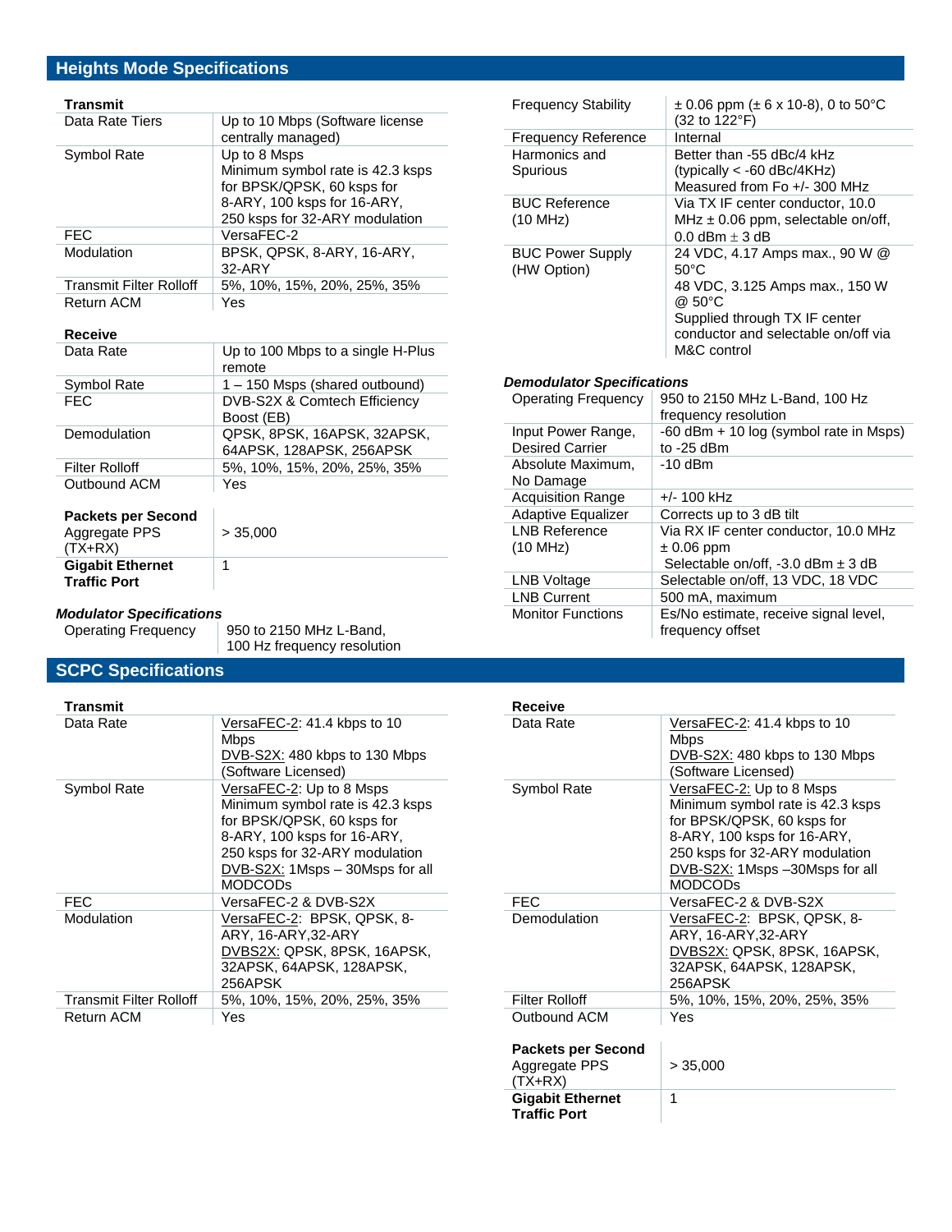## Heights Mode Specifications

| **Transmit** | |
|---|---|
| Data Rate Tiers | Up to 10 Mbps (Software license centrally managed) |
| Symbol Rate | Up to 8 Msps<br>Minimum symbol rate is 42.3 ksps for BPSK/QPSK, 60 ksps for 8-ARY, 100 ksps for 16-ARY, 250 ksps for 32-ARY modulation |
| FEC | VersaFEC-2 |
| Modulation | BPSK, QPSK, 8-ARY, 16-ARY, 32-ARY |
| Transmit Filter Rolloff | 5%, 10%, 15%, 20%, 25%, 35% |
| Return ACM | Yes |

| **Receive** | |
|---|---|
| Data Rate | Up to 100 Mbps to a single H-Plus remote |
| Symbol Rate | 1 – 150 Msps (shared outbound) |
| FEC | DVB-S2X & Comtech Efficiency Boost (EB) |
| Demodulation | QPSK, 8PSK, 16APSK, 32APSK, 64APSK, 128APSK, 256APSK |
| Filter Rolloff | 5%, 10%, 15%, 20%, 25%, 35% |
| Outbound ACM | Yes |

| **Packets per Second** | |
|---|---|
| Aggregate PPS (TX+RX) | > 35,000 |
| **Gigabit Ethernet Traffic Port** | 1 |

***Modulator Specifications***

| | |
|---|---|
| Operating Frequency | 950 to 2150 MHz L-Band, 100 Hz frequency resolution |
| Frequency Stability | ± 0.06 ppm (± 6 x 10-8), 0 to 50°C (32 to 122°F) |
| Frequency Reference | Internal |
| Harmonics and Spurious | Better than -55 dBc/4 kHz (typically < -60 dBc/4KHz) Measured from Fo +/- 300 MHz |
| BUC Reference (10 MHz) | Via TX IF center conductor, 10.0 MHz ± 0.06 ppm, selectable on/off, 0.0 dBm ± 3 dB |
| BUC Power Supply (HW Option) | 24 VDC, 4.17 Amps max., 90 W @ 50°C<br>48 VDC, 3.125 Amps max., 150 W @ 50°C<br>Supplied through TX IF center conductor and selectable on/off via M&C control |

***Demodulator Specifications***

| | |
|---|---|
| Operating Frequency | 950 to 2150 MHz L-Band, 100 Hz frequency resolution |
| Input Power Range, Desired Carrier | -60 dBm + 10 log (symbol rate in Msps) to -25 dBm |
| Absolute Maximum, No Damage | -10 dBm |
| Acquisition Range | +/- 100 kHz |
| Adaptive Equalizer | Corrects up to 3 dB tilt |
| LNB Reference (10 MHz) | Via RX IF center conductor, 10.0 MHz ± 0.06 ppm<br>Selectable on/off, -3.0 dBm ± 3 dB |
| LNB Voltage | Selectable on/off, 13 VDC, 18 VDC |
| LNB Current | 500 mA, maximum |
| Monitor Functions | Es/No estimate, receive signal level, frequency offset |

## SCPC Specifications

| **Transmit** | |
|---|---|
| Data Rate | VersaFEC-2: 41.4 kbps to 10 Mbps<br>DVB-S2X: 480 kbps to 130 Mbps (Software Licensed) |
| Symbol Rate | VersaFEC-2: Up to 8 Msps<br>Minimum symbol rate is 42.3 ksps for BPSK/QPSK, 60 ksps for 8-ARY, 100 ksps for 16-ARY, 250 ksps for 32-ARY modulation<br>DVB-S2X: 1Msps – 30Msps for all MODCODs |
| FEC | VersaFEC-2 & DVB-S2X |
| Modulation | VersaFEC-2: BPSK, QPSK, 8-ARY, 16-ARY,32-ARY<br>DVBS2X: QPSK, 8PSK, 16APSK, 32APSK, 64APSK, 128APSK, 256APSK |
| Transmit Filter Rolloff | 5%, 10%, 15%, 20%, 25%, 35% |
| Return ACM | Yes |

| **Receive** | |
|---|---|
| Data Rate | VersaFEC-2: 41.4 kbps to 10 Mbps<br>DVB-S2X: 480 kbps to 130 Mbps (Software Licensed) |
| Symbol Rate | VersaFEC-2: Up to 8 Msps<br>Minimum symbol rate is 42.3 ksps for BPSK/QPSK, 60 ksps for 8-ARY, 100 ksps for 16-ARY, 250 ksps for 32-ARY modulation<br>DVB-S2X: 1Msps –30Msps for all MODCODs |
| FEC | VersaFEC-2 & DVB-S2X |
| Demodulation | VersaFEC-2: BPSK, QPSK, 8-ARY, 16-ARY,32-ARY<br>DVBS2X: QPSK, 8PSK, 16APSK, 32APSK, 64APSK, 128APSK, 256APSK |
| Filter Rolloff | 5%, 10%, 15%, 20%, 25%, 35% |
| Outbound ACM | Yes |

| **Packets per Second** | |
|---|---|
| Aggregate PPS (TX+RX) | > 35,000 |
| **Gigabit Ethernet Traffic Port** | 1 |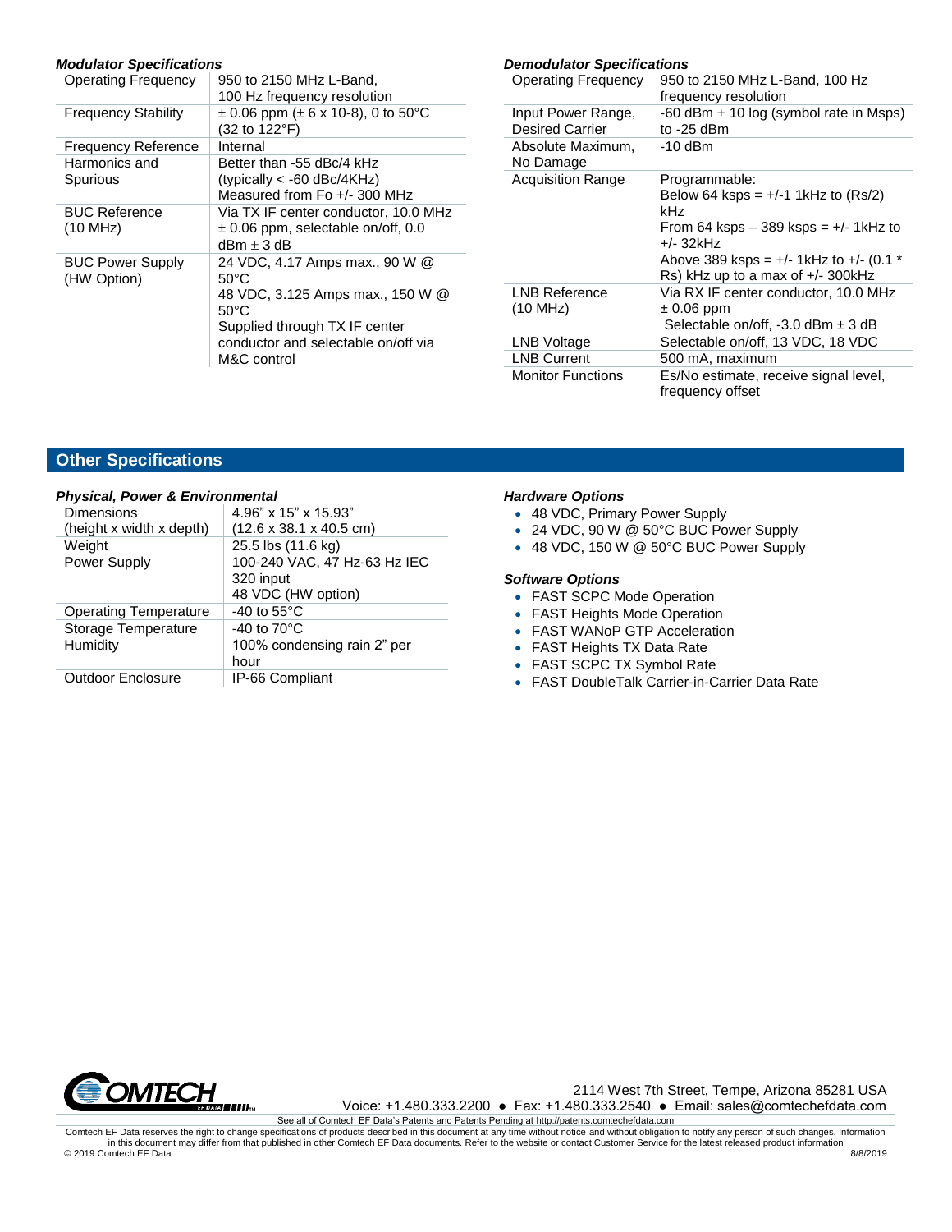***Modulator Specifications***

| | |
|---|---|
| Operating Frequency | 950 to 2150 MHz L-Band, 100 Hz frequency resolution |
| Frequency Stability | ± 0.06 ppm (± 6 x 10-8), 0 to 50°C (32 to 122°F) |
| Frequency Reference | Internal |
| Harmonics and Spurious | Better than -55 dBc/4 kHz (typically < -60 dBc/4KHz) Measured from Fo +/- 300 MHz |
| BUC Reference (10 MHz) | Via TX IF center conductor, 10.0 MHz ± 0.06 ppm, selectable on/off, 0.0 dBm ± 3 dB |
| BUC Power Supply (HW Option) | 24 VDC, 4.17 Amps max., 90 W @ 50°C<br>48 VDC, 3.125 Amps max., 150 W @ 50°C<br>Supplied through TX IF center conductor and selectable on/off via M&C control |

***Demodulator Specifications***

| | |
|---|---|
| Operating Frequency | 950 to 2150 MHz L-Band, 100 Hz frequency resolution |
| Input Power Range, Desired Carrier | -60 dBm + 10 log (symbol rate in Msps) to -25 dBm |
| Absolute Maximum, No Damage | -10 dBm |
| Acquisition Range | Programmable:<br>Below 64 ksps = +/-1 1kHz to (Rs/2) kHz<br>From 64 ksps – 389 ksps = +/- 1kHz to +/- 32kHz<br>Above 389 ksps = +/- 1kHz to +/- (0.1 * Rs) kHz up to a max of +/- 300kHz |
| LNB Reference (10 MHz) | Via RX IF center conductor, 10.0 MHz ± 0.06 ppm<br>Selectable on/off, -3.0 dBm ± 3 dB |
| LNB Voltage | Selectable on/off, 13 VDC, 18 VDC |
| LNB Current | 500 mA, maximum |
| Monitor Functions | Es/No estimate, receive signal level, frequency offset |

## Other Specifications

***Physical, Power & Environmental***

| | |
|---|---|
| Dimensions (height x width x depth) | 4.96" x 15" x 15.93" (12.6 x 38.1 x 40.5 cm) |
| Weight | 25.5 lbs (11.6 kg) |
| Power Supply | 100-240 VAC, 47 Hz-63 Hz IEC 320 input<br>48 VDC (HW option) |
| Operating Temperature | -40 to 55°C |
| Storage Temperature | -40 to 70°C |
| Humidity | 100% condensing rain 2" per hour |
| Outdoor Enclosure | IP-66 Compliant |

***Hardware Options***

- 48 VDC, Primary Power Supply
- 24 VDC, 90 W @ 50°C BUC Power Supply
- 48 VDC, 150 W @ 50°C BUC Power Supply

***Software Options***

- FAST SCPC Mode Operation
- FAST Heights Mode Operation
- FAST WANoP GTP Acceleration
- FAST Heights TX Data Rate
- FAST SCPC TX Symbol Rate
- FAST DoubleTalk Carrier-in-Carrier Data Rate

COMTECH EF DATA

2114 West 7th Street, Tempe, Arizona 85281 USA
Voice: +1.480.333.2200 ● Fax: +1.480.333.2540 ● Email: sales@comtechefdata.com

See all of Comtech EF Data's Patents and Patents Pending at http://patents.comtechefdata.com

Comtech EF Data reserves the right to change specifications of products described in this document at any time without notice and without obligation to notify any person of such changes. Information in this document may differ from that published in other Comtech EF Data documents. Refer to the website or contact Customer Service for the latest released product information

© 2019 Comtech EF Data 8/8/2019